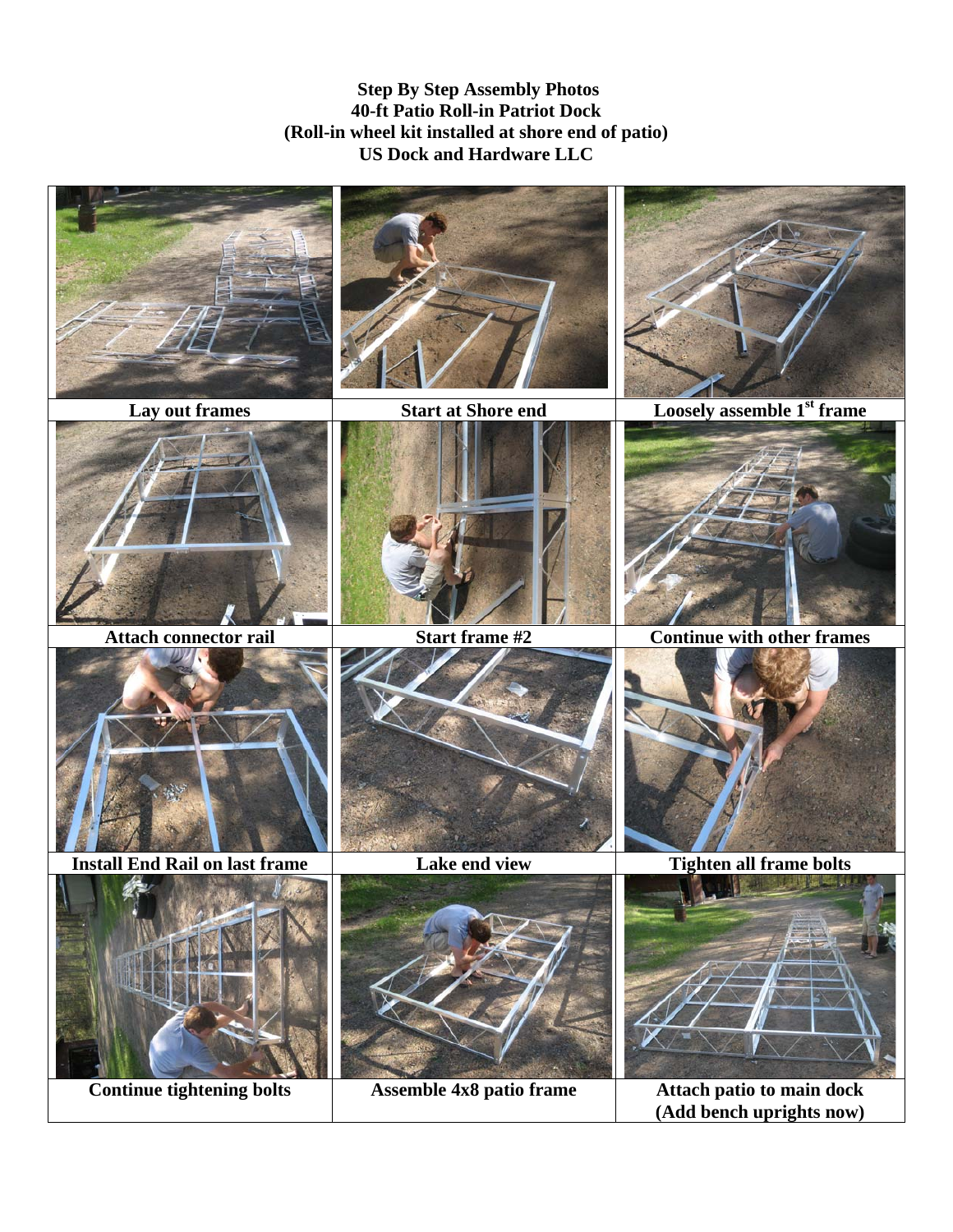**Step By Step Assembly Photos**
**40-ft Patio Roll-in Patriot Dock**
**(Roll-in wheel kit installed at shore end of patio)**
**US Dock and Hardware LLC**

| | | |
|---|---|---|
| **Lay out frames** | **Start at Shore end** | **Loosely assemble 1st frame** |
| **Attach connector rail** | **Start frame #2** | **Continue with other frames** |
| **Install End Rail on last frame** | **Lake end view** | **Tighten all frame bolts** |
| **Continue tightening bolts** | **Assemble 4x8 patio frame** | **Attach patio to main dock (Add bench uprights now)** |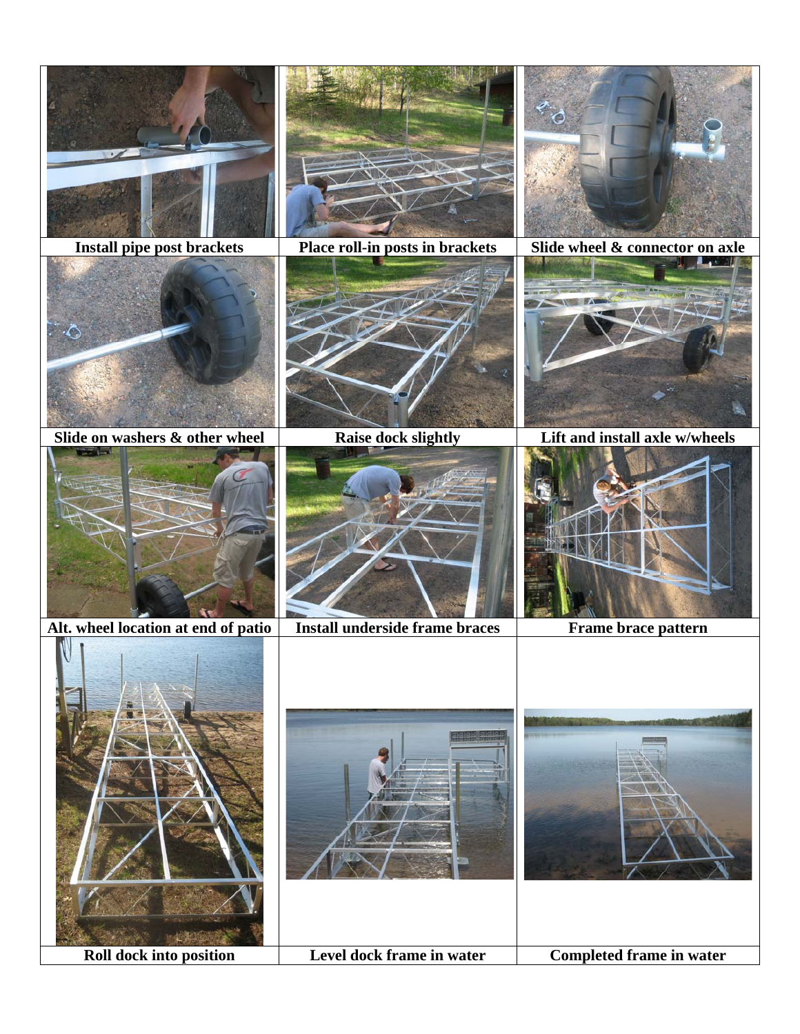| Install pipe post brackets | Place roll-in posts in brackets | Slide wheel & connector on axle |
| --- | --- | --- |
| Slide on washers & other wheel | Raise dock slightly | Lift and install axle w/wheels |
| Alt. wheel location at end of patio | Install underside frame braces | Frame brace pattern |
| Roll dock into position | Level dock frame in water | Completed frame in water |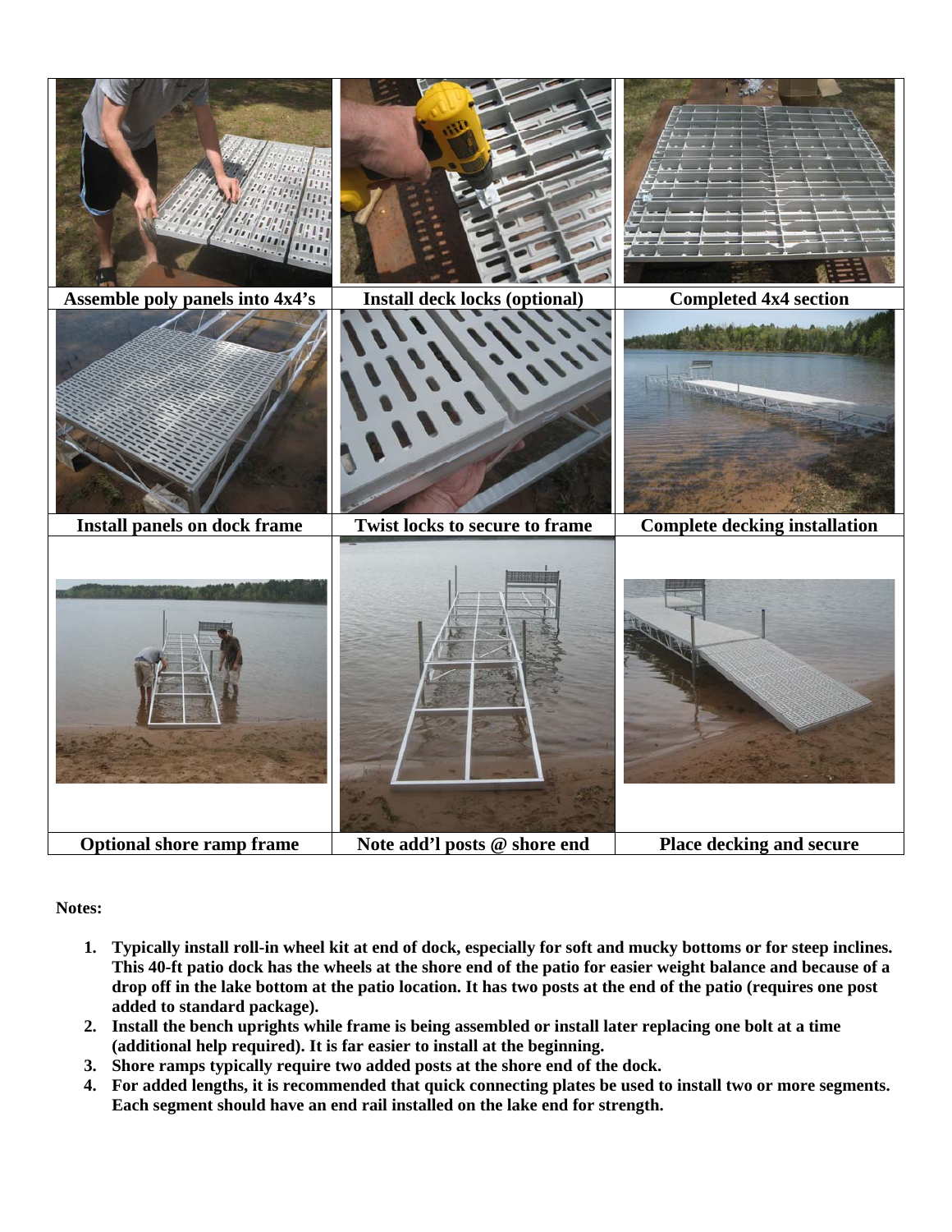| Assemble poly panels into 4x4's | Install deck locks (optional) | Completed 4x4 section |
|---|---|---|
| Install panels on dock frame | Twist locks to secure to frame | Complete decking installation |
| Optional shore ramp frame | Note add'l posts @ shore end | Place decking and secure |

**Notes:**

1. **Typically install roll-in wheel kit at end of dock, especially for soft and mucky bottoms or for steep inclines. This 40-ft patio dock has the wheels at the shore end of the patio for easier weight balance and because of a drop off in the lake bottom at the patio location. It has two posts at the end of the patio (requires one post added to standard package).**
2. **Install the bench uprights while frame is being assembled or install later replacing one bolt at a time (additional help required). It is far easier to install at the beginning.**
3. **Shore ramps typically require two added posts at the shore end of the dock.**
4. **For added lengths, it is recommended that quick connecting plates be used to install two or more segments. Each segment should have an end rail installed on the lake end for strength.**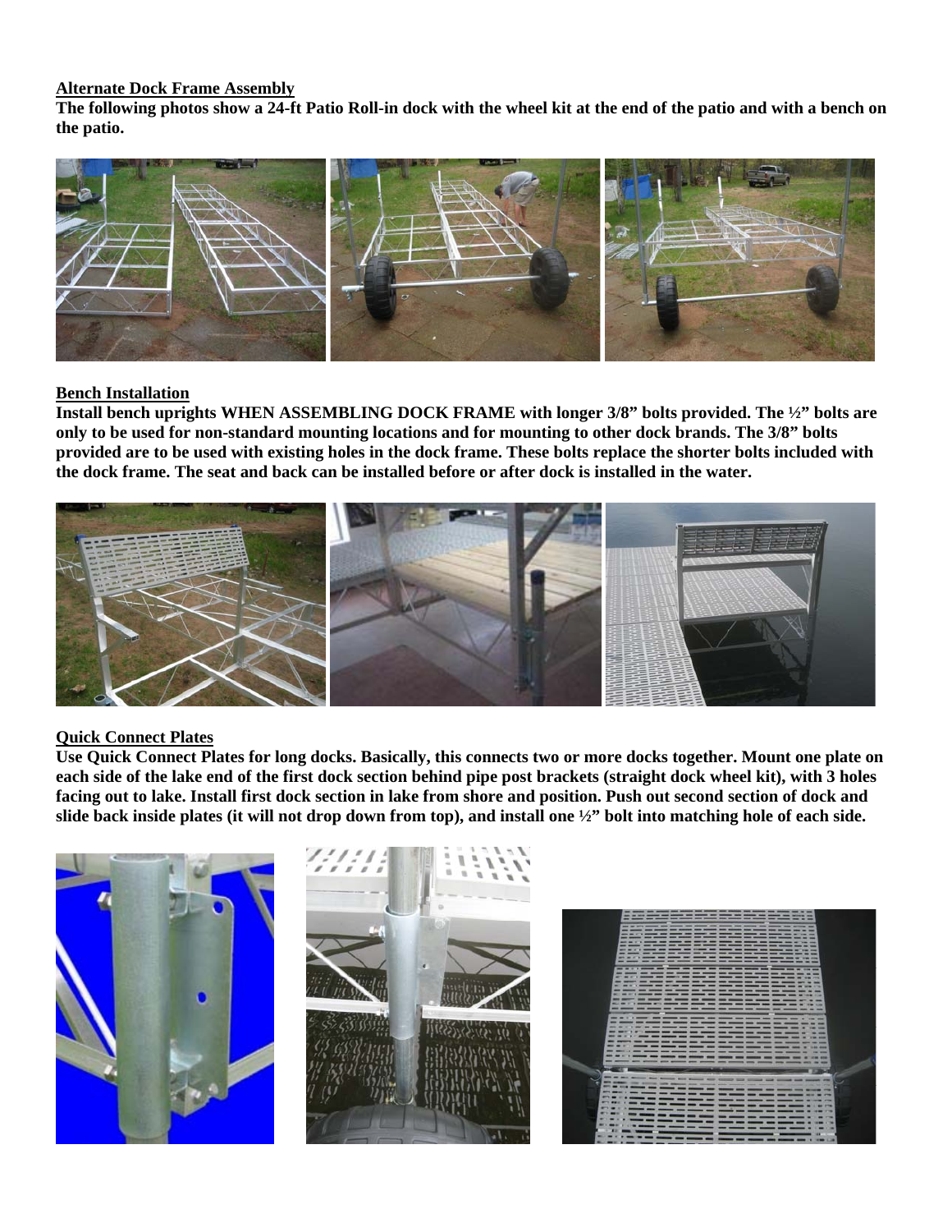**Alternate Dock Frame Assembly**

**The following photos show a 24-ft Patio Roll-in dock with the wheel kit at the end of the patio and with a bench on the patio.**

**Bench Installation**

**Install bench uprights WHEN ASSEMBLING DOCK FRAME with longer 3/8" bolts provided. The ½" bolts are only to be used for non-standard mounting locations and for mounting to other dock brands. The 3/8" bolts provided are to be used with existing holes in the dock frame. These bolts replace the shorter bolts included with the dock frame. The seat and back can be installed before or after dock is installed in the water.**

**Quick Connect Plates**

**Use Quick Connect Plates for long docks. Basically, this connects two or more docks together. Mount one plate on each side of the lake end of the first dock section behind pipe post brackets (straight dock wheel kit), with 3 holes facing out to lake. Install first dock section in lake from shore and position. Push out second section of dock and slide back inside plates (it will not drop down from top), and install one ½" bolt into matching hole of each side.**